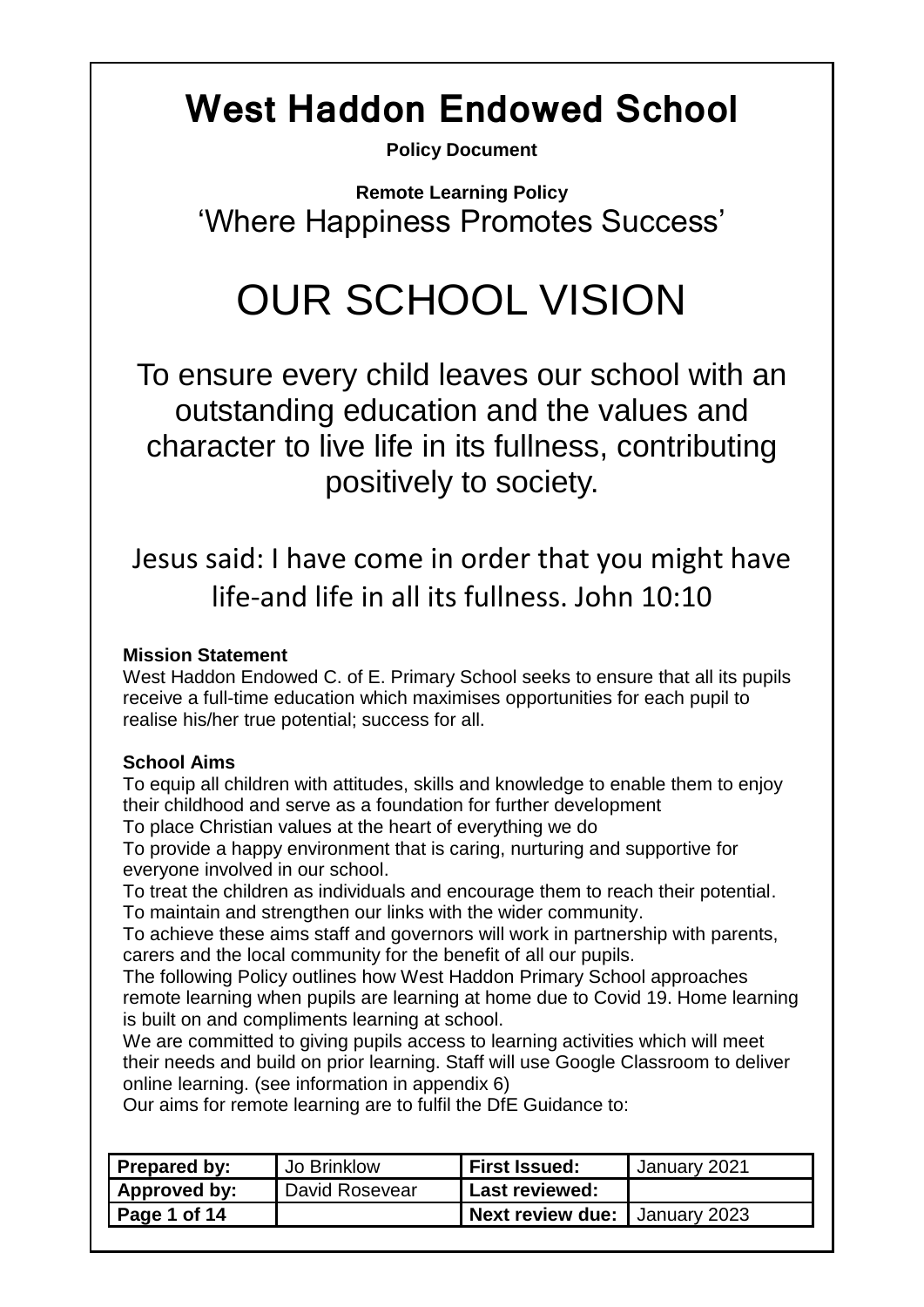# West Haddon Endowed School

**Policy Document**

**Remote Learning Policy**

'Where Happiness Promotes Success'

# OUR SCHOOL VISION

To ensure every child leaves our school with an outstanding education and the values and character to live life in its fullness, contributing positively to society.

Jesus said: I have come in order that you might have life-and life in all its fullness. John 10:10

**Mission Statement**

West Haddon Endowed C. of E. Primary School seeks to ensure that all its pupils receive a full-time education which maximises opportunities for each pupil to realise his/her true potential; success for all.

**School Aims**

To equip all children with attitudes, skills and knowledge to enable them to enjoy their childhood and serve as a foundation for further development

To place Christian values at the heart of everything we do

To provide a happy environment that is caring, nurturing and supportive for everyone involved in our school.

To treat the children as individuals and encourage them to reach their potential.

To maintain and strengthen our links with the wider community.

To achieve these aims staff and governors will work in partnership with parents, carers and the local community for the benefit of all our pupils.

The following Policy outlines how West Haddon Primary School approaches remote learning when pupils are learning at home due to Covid 19. Home learning is built on and compliments learning at school.

We are committed to giving pupils access to learning activities which will meet their needs and build on prior learning. Staff will use Google Classroom to deliver online learning. (see information in appendix 6)

Our aims for remote learning are to fulfil the DfE Guidance to:

| **Prepared by:** | Jo Brinklow | **First Issued:** | January 2021 |
|---|---|---|---|
| **Approved by:** | David Rosevear | **Last reviewed:** | |
| **Page 1 of 14** | | **Next review due:** | January 2023 |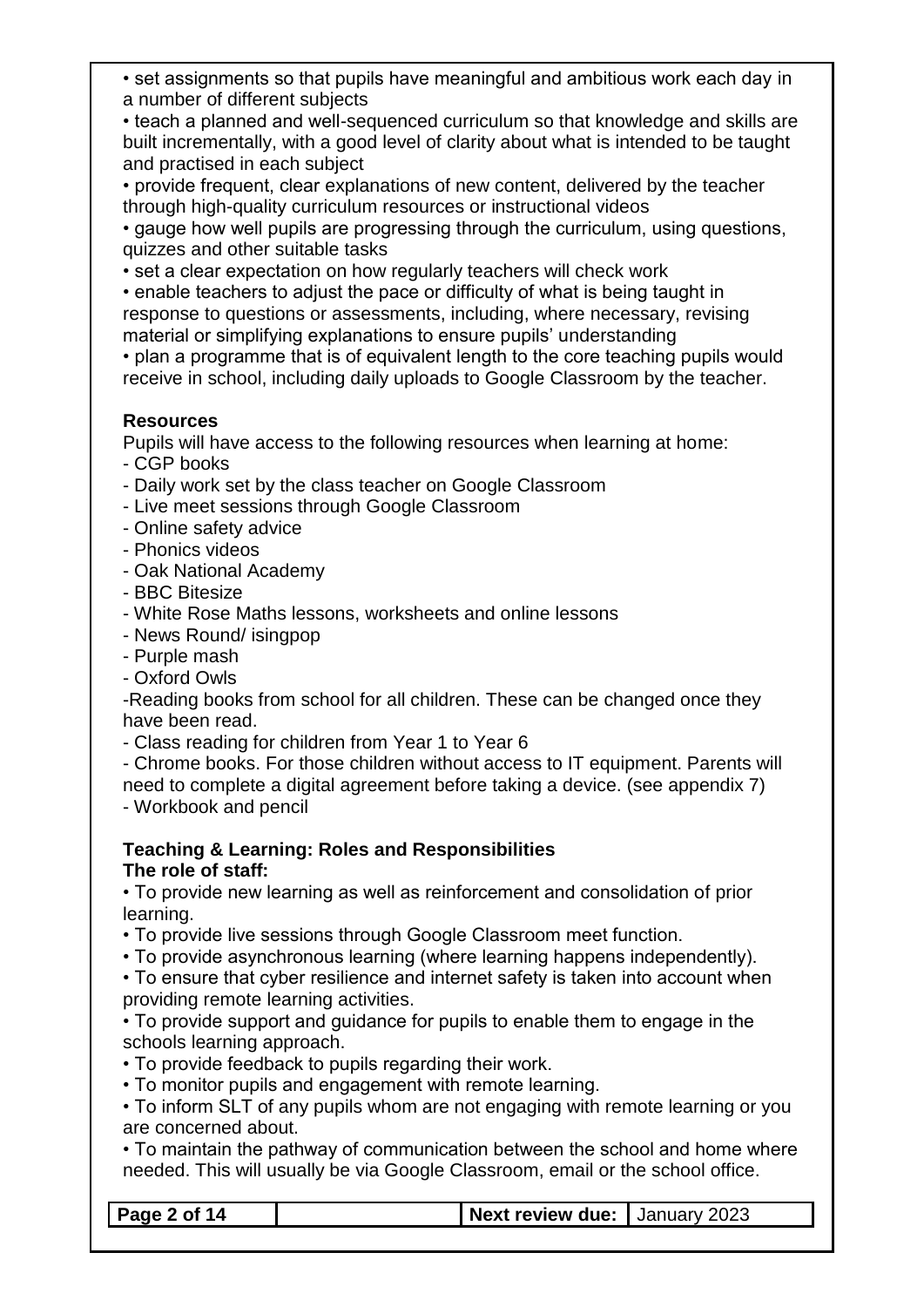• set assignments so that pupils have meaningful and ambitious work each day in a number of different subjects

• teach a planned and well-sequenced curriculum so that knowledge and skills are built incrementally, with a good level of clarity about what is intended to be taught and practised in each subject

• provide frequent, clear explanations of new content, delivered by the teacher through high-quality curriculum resources or instructional videos

• gauge how well pupils are progressing through the curriculum, using questions, quizzes and other suitable tasks

• set a clear expectation on how regularly teachers will check work

• enable teachers to adjust the pace or difficulty of what is being taught in response to questions or assessments, including, where necessary, revising material or simplifying explanations to ensure pupils' understanding

• plan a programme that is of equivalent length to the core teaching pupils would receive in school, including daily uploads to Google Classroom by the teacher.

**Resources**

Pupils will have access to the following resources when learning at home:

- CGP books
- Daily work set by the class teacher on Google Classroom
- Live meet sessions through Google Classroom
- Online safety advice
- Phonics videos
- Oak National Academy
- BBC Bitesize
- White Rose Maths lessons, worksheets and online lessons
- News Round/ isingpop
- Purple mash
- Oxford Owls

-Reading books from school for all children. These can be changed once they have been read.

- Class reading for children from Year 1 to Year 6
- Chrome books. For those children without access to IT equipment. Parents will need to complete a digital agreement before taking a device. (see appendix 7)
- Workbook and pencil

**Teaching & Learning: Roles and Responsibilities**

**The role of staff:**

• To provide new learning as well as reinforcement and consolidation of prior learning.

• To provide live sessions through Google Classroom meet function.

• To provide asynchronous learning (where learning happens independently).

• To ensure that cyber resilience and internet safety is taken into account when providing remote learning activities.

• To provide support and guidance for pupils to enable them to engage in the schools learning approach.

• To provide feedback to pupils regarding their work.

• To monitor pupils and engagement with remote learning.

• To inform SLT of any pupils whom are not engaging with remote learning or you are concerned about.

• To maintain the pathway of communication between the school and home where needed. This will usually be via Google Classroom, email or the school office.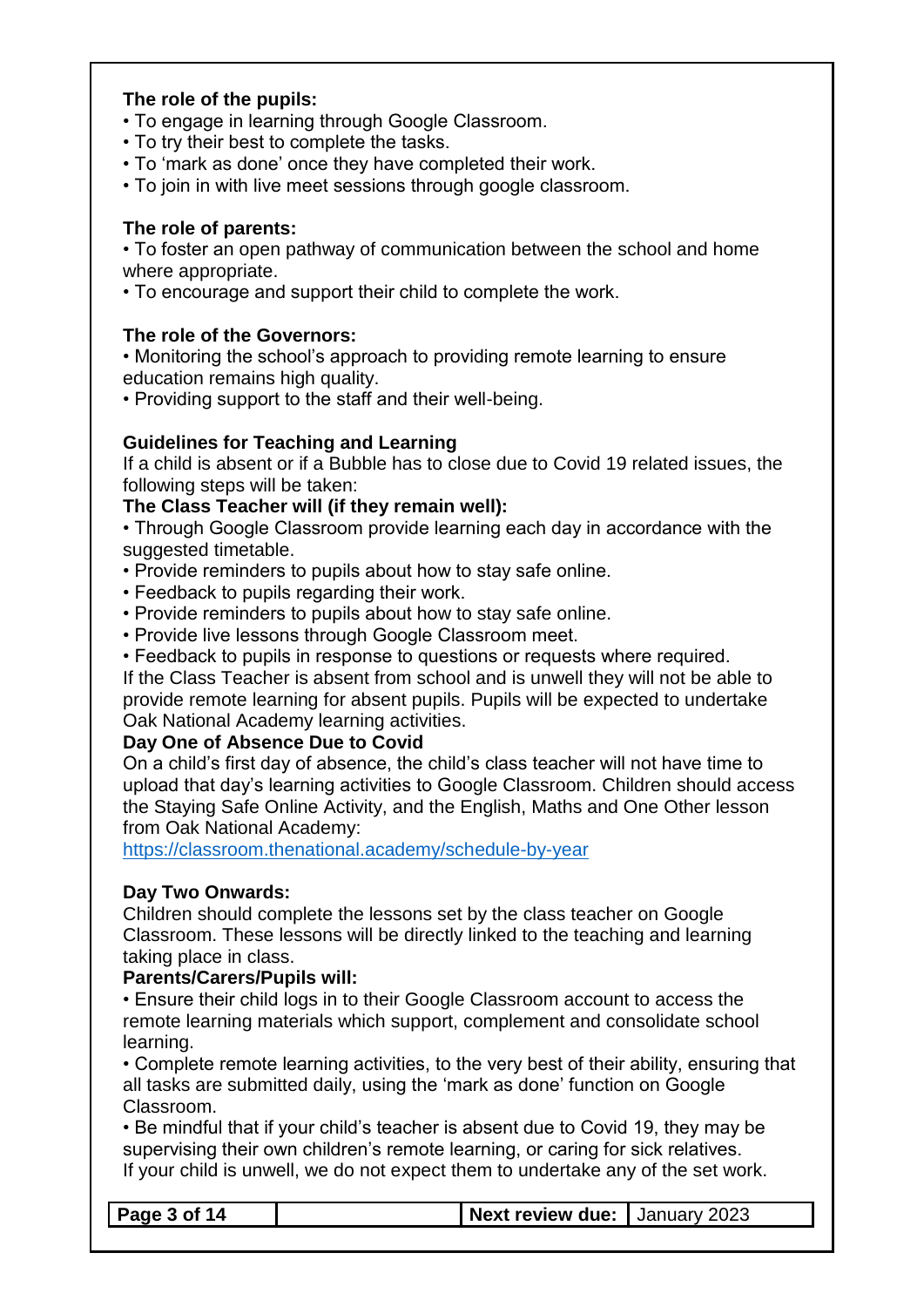**The role of the pupils:**

- To engage in learning through Google Classroom.
- To try their best to complete the tasks.
- To 'mark as done' once they have completed their work.
- To join in with live meet sessions through google classroom.

**The role of parents:**

- To foster an open pathway of communication between the school and home where appropriate.
- To encourage and support their child to complete the work.

**The role of the Governors:**

- Monitoring the school's approach to providing remote learning to ensure education remains high quality.
- Providing support to the staff and their well-being.

**Guidelines for Teaching and Learning**

If a child is absent or if a Bubble has to close due to Covid 19 related issues, the following steps will be taken:

**The Class Teacher will (if they remain well):**

- Through Google Classroom provide learning each day in accordance with the suggested timetable.
- Provide reminders to pupils about how to stay safe online.
- Feedback to pupils regarding their work.
- Provide reminders to pupils about how to stay safe online.
- Provide live lessons through Google Classroom meet.
- Feedback to pupils in response to questions or requests where required.

If the Class Teacher is absent from school and is unwell they will not be able to provide remote learning for absent pupils. Pupils will be expected to undertake Oak National Academy learning activities.

**Day One of Absence Due to Covid**

On a child's first day of absence, the child's class teacher will not have time to upload that day's learning activities to Google Classroom. Children should access the Staying Safe Online Activity, and the English, Maths and One Other lesson from Oak National Academy:

https://classroom.thenational.academy/schedule-by-year

**Day Two Onwards:**

Children should complete the lessons set by the class teacher on Google Classroom. These lessons will be directly linked to the teaching and learning taking place in class.

**Parents/Carers/Pupils will:**

- Ensure their child logs in to their Google Classroom account to access the remote learning materials which support, complement and consolidate school learning.
- Complete remote learning activities, to the very best of their ability, ensuring that all tasks are submitted daily, using the 'mark as done' function on Google Classroom.
- Be mindful that if your child's teacher is absent due to Covid 19, they may be supervising their own children's remote learning, or caring for sick relatives.

If your child is unwell, we do not expect them to undertake any of the set work.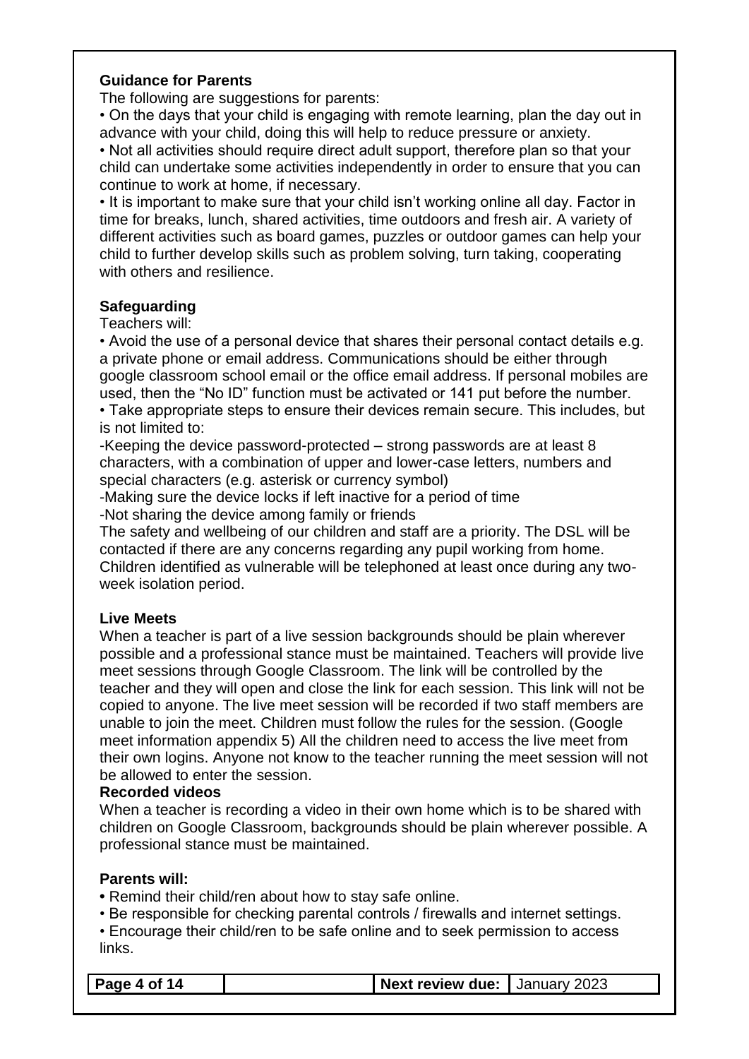**Guidance for Parents**

The following are suggestions for parents:

- On the days that your child is engaging with remote learning, plan the day out in advance with your child, doing this will help to reduce pressure or anxiety.
- Not all activities should require direct adult support, therefore plan so that your child can undertake some activities independently in order to ensure that you can continue to work at home, if necessary.
- It is important to make sure that your child isn't working online all day. Factor in time for breaks, lunch, shared activities, time outdoors and fresh air. A variety of different activities such as board games, puzzles or outdoor games can help your child to further develop skills such as problem solving, turn taking, cooperating with others and resilience.

**Safeguarding**

Teachers will:

- Avoid the use of a personal device that shares their personal contact details e.g. a private phone or email address. Communications should be either through google classroom school email or the office email address. If personal mobiles are used, then the "No ID" function must be activated or 141 put before the number.
- Take appropriate steps to ensure their devices remain secure. This includes, but is not limited to:

-Keeping the device password-protected – strong passwords are at least 8 characters, with a combination of upper and lower-case letters, numbers and special characters (e.g. asterisk or currency symbol)

-Making sure the device locks if left inactive for a period of time

-Not sharing the device among family or friends

The safety and wellbeing of our children and staff are a priority. The DSL will be contacted if there are any concerns regarding any pupil working from home. Children identified as vulnerable will be telephoned at least once during any two-week isolation period.

**Live Meets**

When a teacher is part of a live session backgrounds should be plain wherever possible and a professional stance must be maintained. Teachers will provide live meet sessions through Google Classroom. The link will be controlled by the teacher and they will open and close the link for each session. This link will not be copied to anyone. The live meet session will be recorded if two staff members are unable to join the meet. Children must follow the rules for the session. (Google meet information appendix 5) All the children need to access the live meet from their own logins. Anyone not know to the teacher running the meet session will not be allowed to enter the session.

**Recorded videos**

When a teacher is recording a video in their own home which is to be shared with children on Google Classroom, backgrounds should be plain wherever possible. A professional stance must be maintained.

**Parents will:**

- Remind their child/ren about how to stay safe online.
- Be responsible for checking parental controls / firewalls and internet settings.
- Encourage their child/ren to be safe online and to seek permission to access links.

| | | Next review due: | January 2023 |
|---|---|---|---|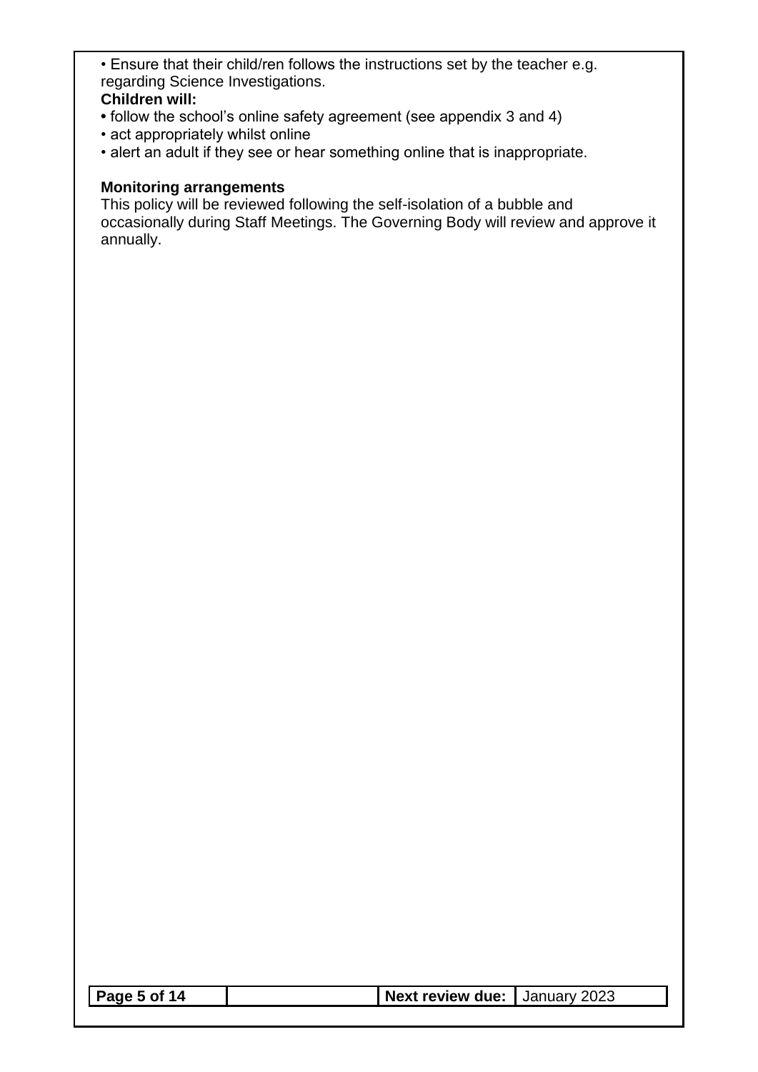- Ensure that their child/ren follows the instructions set by the teacher e.g. regarding Science Investigations.

**Children will:**

- follow the school's online safety agreement (see appendix 3 and 4)
- act appropriately whilst online
- alert an adult if they see or hear something online that is inappropriate.

**Monitoring arrangements**

This policy will be reviewed following the self-isolation of a bubble and occasionally during Staff Meetings. The Governing Body will review and approve it annually.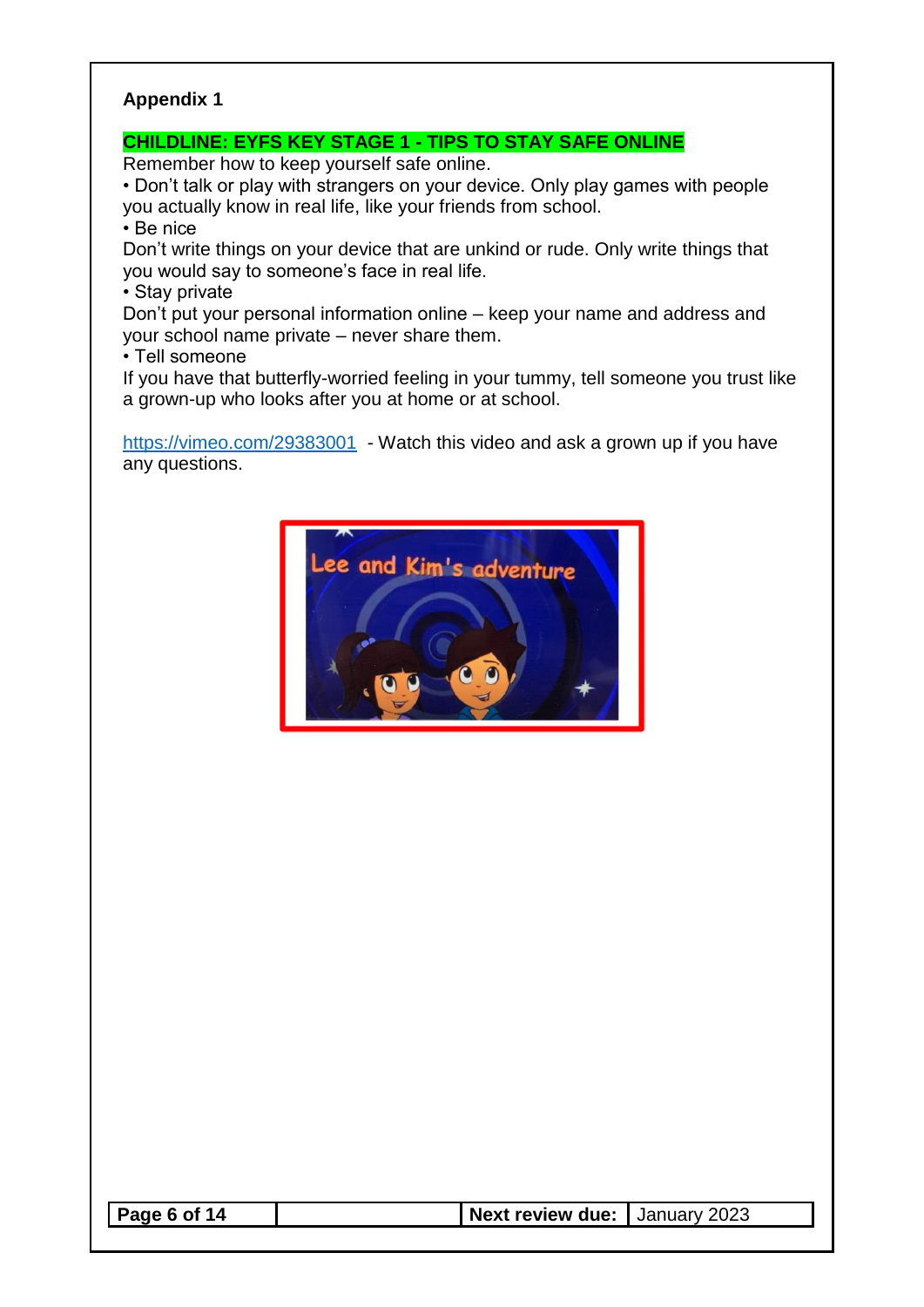**Appendix 1**

**CHILDLINE: EYFS KEY STAGE 1 - TIPS TO STAY SAFE ONLINE**

Remember how to keep yourself safe online.

• Don't talk or play with strangers on your device. Only play games with people you actually know in real life, like your friends from school.

• Be nice

Don't write things on your device that are unkind or rude. Only write things that you would say to someone's face in real life.

• Stay private

Don't put your personal information online – keep your name and address and your school name private – never share them.

• Tell someone

If you have that butterfly-worried feeling in your tummy, tell someone you trust like a grown-up who looks after you at home or at school.

https://vimeo.com/29383001 - Watch this video and ask a grown up if you have any questions.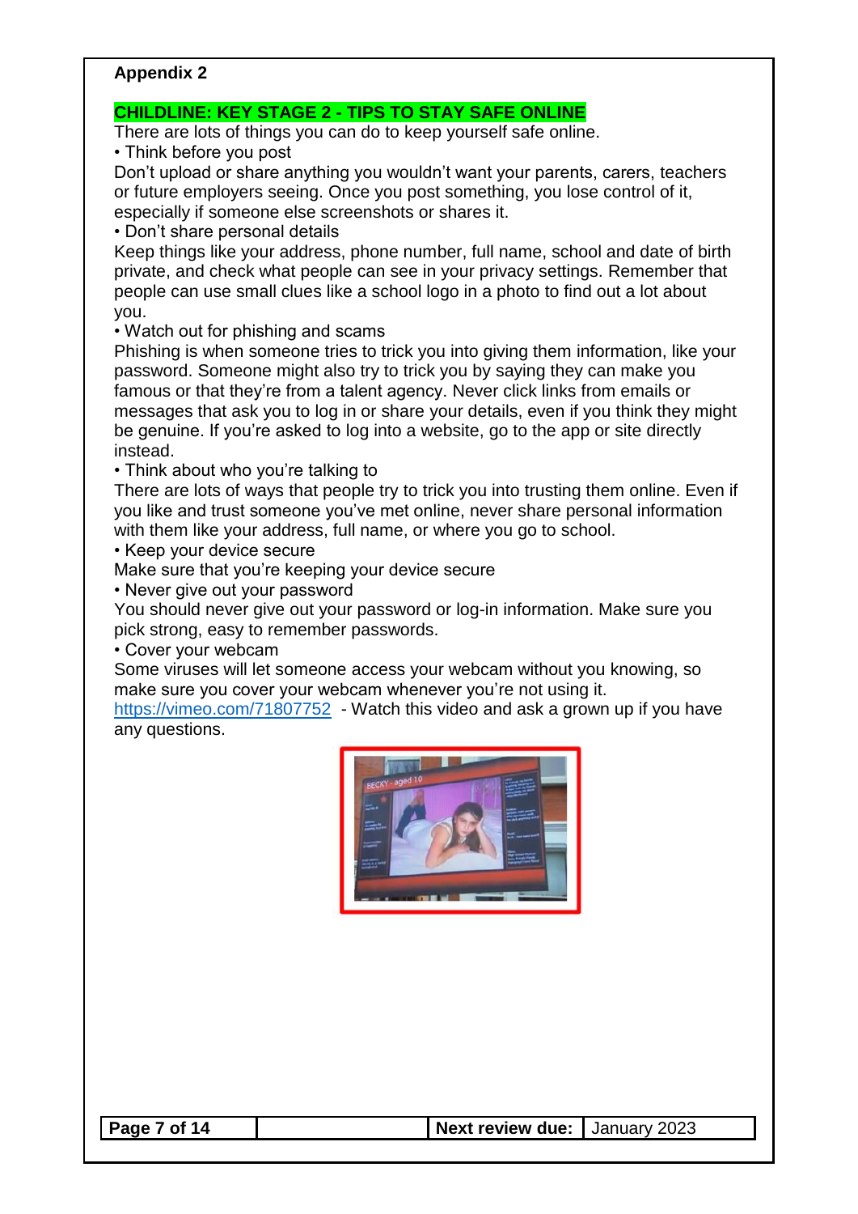**Appendix 2**

**CHILDLINE: KEY STAGE 2 - TIPS TO STAY SAFE ONLINE**

There are lots of things you can do to keep yourself safe online.

• Think before you post

Don't upload or share anything you wouldn't want your parents, carers, teachers or future employers seeing. Once you post something, you lose control of it, especially if someone else screenshots or shares it.

• Don't share personal details

Keep things like your address, phone number, full name, school and date of birth private, and check what people can see in your privacy settings. Remember that people can use small clues like a school logo in a photo to find out a lot about you.

• Watch out for phishing and scams

Phishing is when someone tries to trick you into giving them information, like your password. Someone might also try to trick you by saying they can make you famous or that they're from a talent agency. Never click links from emails or messages that ask you to log in or share your details, even if you think they might be genuine. If you're asked to log into a website, go to the app or site directly instead.

• Think about who you're talking to

There are lots of ways that people try to trick you into trusting them online. Even if you like and trust someone you've met online, never share personal information with them like your address, full name, or where you go to school.

• Keep your device secure

Make sure that you're keeping your device secure

• Never give out your password

You should never give out your password or log-in information. Make sure you pick strong, easy to remember passwords.

• Cover your webcam

Some viruses will let someone access your webcam without you knowing, so make sure you cover your webcam whenever you're not using it.

https://vimeo.com/71807752 - Watch this video and ask a grown up if you have any questions.

| **Page 7 of 14** | | **Next review due:** | January 2023 |
|---|---|---|---|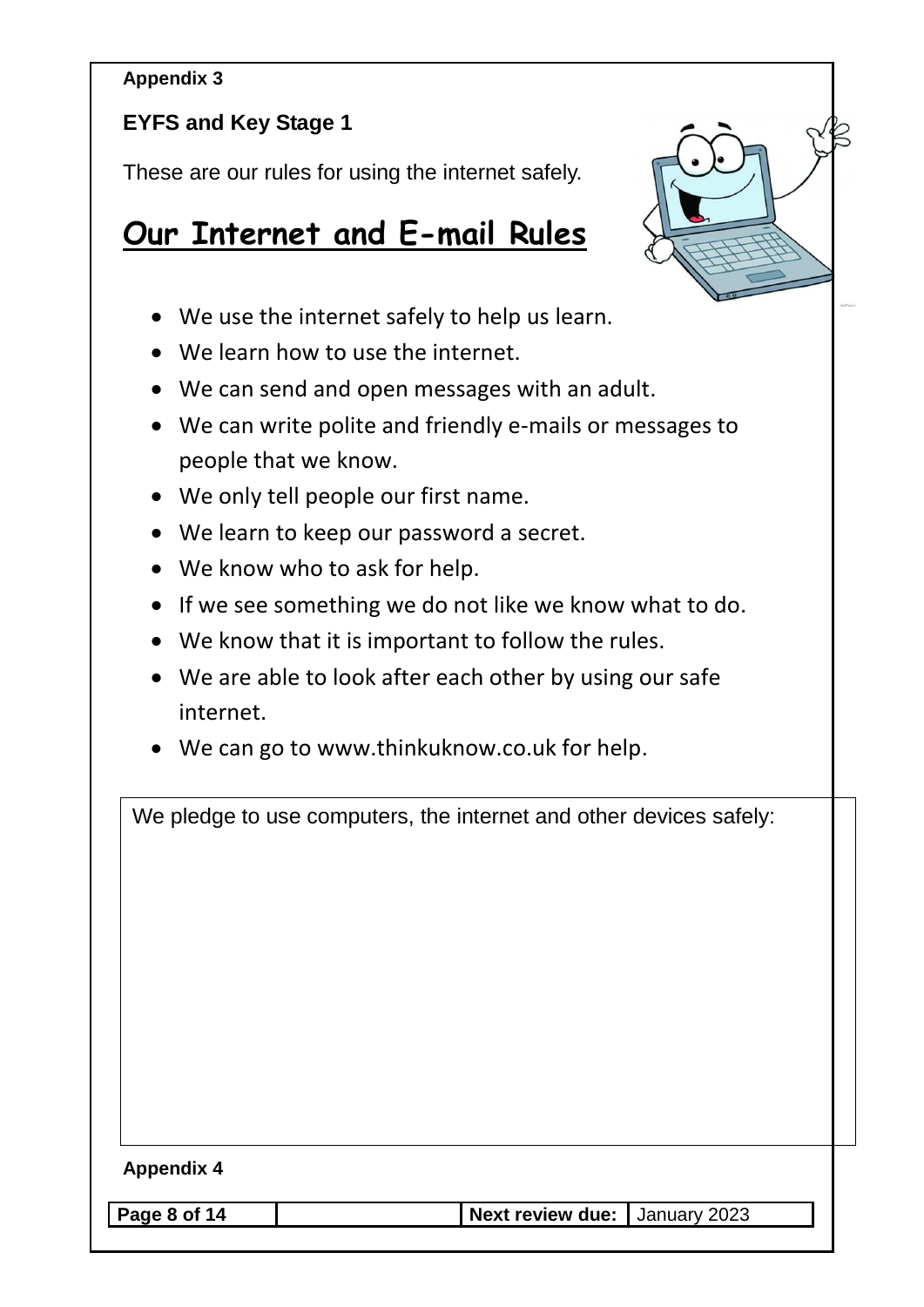**Appendix 3**

**EYFS and Key Stage 1**

These are our rules for using the internet safely.

# Our Internet and E-mail Rules

- We use the internet safely to help us learn.
- We learn how to use the internet.
- We can send and open messages with an adult.
- We can write polite and friendly e-mails or messages to people that we know.
- We only tell people our first name.
- We learn to keep our password a secret.
- We know who to ask for help.
- If we see something we do not like we know what to do.
- We know that it is important to follow the rules.
- We are able to look after each other by using our safe internet.
- We can go to www.thinkuknow.co.uk for help.

We pledge to use computers, the internet and other devices safely:

**Appendix 4**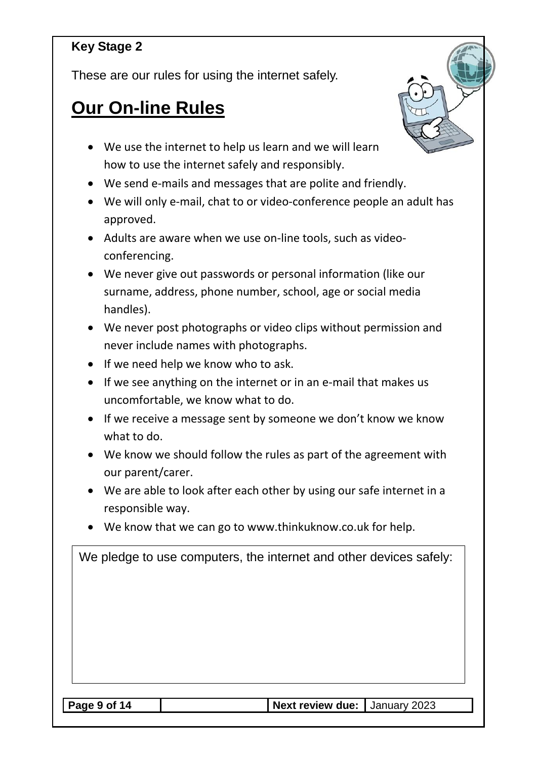**Key Stage 2**

These are our rules for using the internet safely.

# Our On-line Rules

- We use the internet to help us learn and we will learn how to use the internet safely and responsibly.
- We send e-mails and messages that are polite and friendly.
- We will only e-mail, chat to or video-conference people an adult has approved.
- Adults are aware when we use on-line tools, such as video-conferencing.
- We never give out passwords or personal information (like our surname, address, phone number, school, age or social media handles).
- We never post photographs or video clips without permission and never include names with photographs.
- If we need help we know who to ask.
- If we see anything on the internet or in an e-mail that makes us uncomfortable, we know what to do.
- If we receive a message sent by someone we don't know we know what to do.
- We know we should follow the rules as part of the agreement with our parent/carer.
- We are able to look after each other by using our safe internet in a responsible way.
- We know that we can go to www.thinkuknow.co.uk for help.

We pledge to use computers, the internet and other devices safely: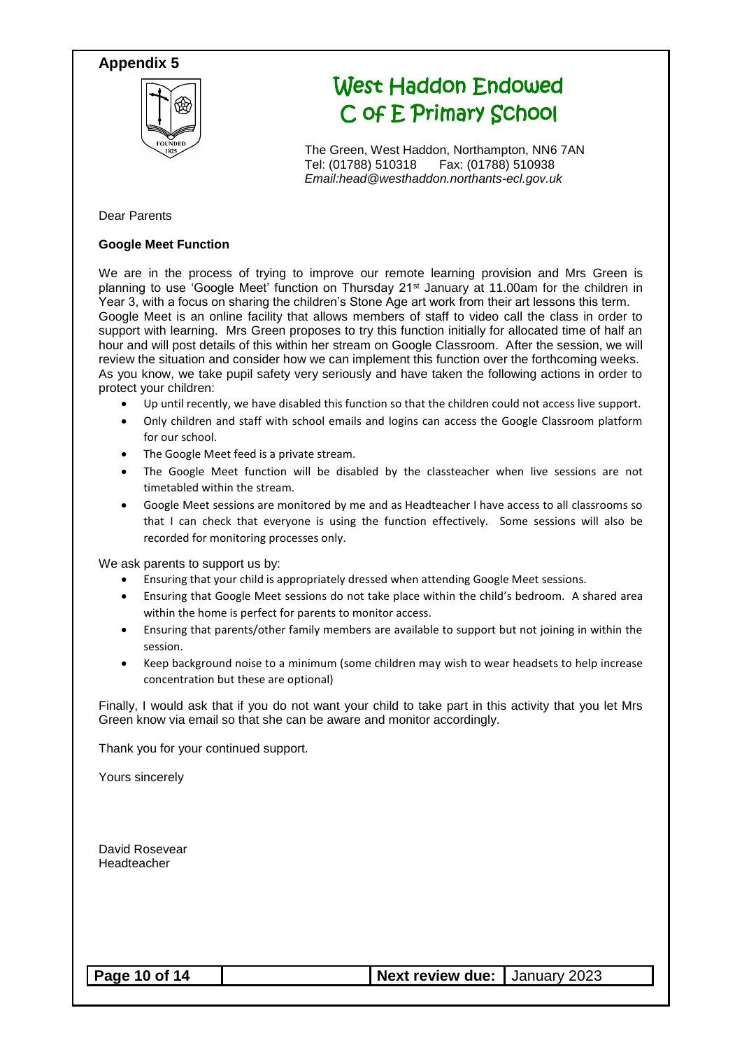**Appendix 5**

# West Haddon Endowed C of E Primary School

The Green, West Haddon, Northampton, NN6 7AN
Tel: (01788) 510318 Fax: (01788) 510938
*Email:head@westhaddon.northants-ecl.gov.uk*

Dear Parents

**Google Meet Function**

We are in the process of trying to improve our remote learning provision and Mrs Green is planning to use 'Google Meet' function on Thursday 21st January at 11.00am for the children in Year 3, with a focus on sharing the children's Stone Age art work from their art lessons this term. Google Meet is an online facility that allows members of staff to video call the class in order to support with learning. Mrs Green proposes to try this function initially for allocated time of half an hour and will post details of this within her stream on Google Classroom. After the session, we will review the situation and consider how we can implement this function over the forthcoming weeks. As you know, we take pupil safety very seriously and have taken the following actions in order to protect your children:

- Up until recently, we have disabled this function so that the children could not access live support.
- Only children and staff with school emails and logins can access the Google Classroom platform for our school.
- The Google Meet feed is a private stream.
- The Google Meet function will be disabled by the classteacher when live sessions are not timetabled within the stream.
- Google Meet sessions are monitored by me and as Headteacher I have access to all classrooms so that I can check that everyone is using the function effectively. Some sessions will also be recorded for monitoring processes only.

We ask parents to support us by:

- Ensuring that your child is appropriately dressed when attending Google Meet sessions.
- Ensuring that Google Meet sessions do not take place within the child's bedroom. A shared area within the home is perfect for parents to monitor access.
- Ensuring that parents/other family members are available to support but not joining in within the session.
- Keep background noise to a minimum (some children may wish to wear headsets to help increase concentration but these are optional)

Finally, I would ask that if you do not want your child to take part in this activity that you let Mrs Green know via email so that she can be aware and monitor accordingly.

Thank you for your continued support.

Yours sincerely

David Rosevear
Headteacher

| | | **Next review due:** | January 2023 |
|---|---|---|---|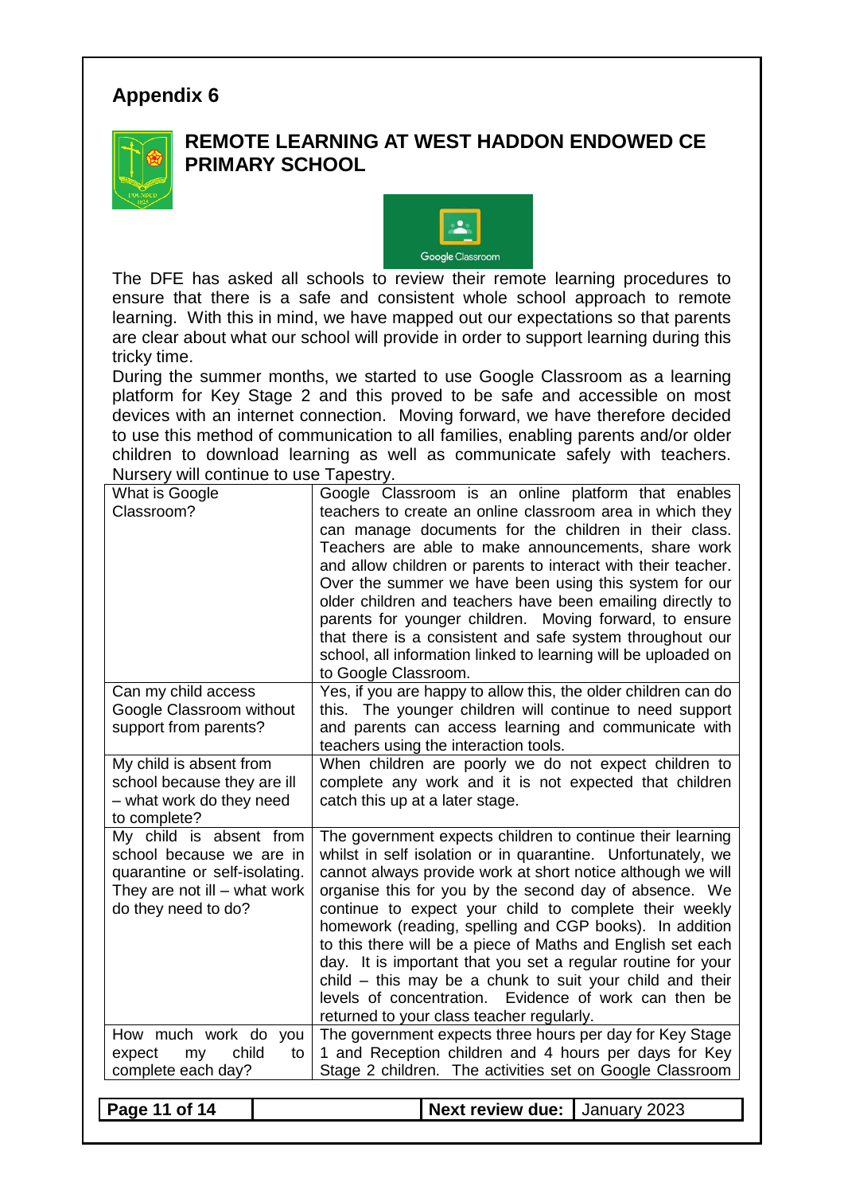## Appendix 6

# REMOTE LEARNING AT WEST HADDON ENDOWED CE PRIMARY SCHOOL

The DFE has asked all schools to review their remote learning procedures to ensure that there is a safe and consistent whole school approach to remote learning. With this in mind, we have mapped out our expectations so that parents are clear about what our school will provide in order to support learning during this tricky time.

During the summer months, we started to use Google Classroom as a learning platform for Key Stage 2 and this proved to be safe and accessible on most devices with an internet connection. Moving forward, we have therefore decided to use this method of communication to all families, enabling parents and/or older children to download learning as well as communicate safely with teachers. Nursery will continue to use Tapestry.

| | |
|---|---|
| What is Google Classroom? | Google Classroom is an online platform that enables teachers to create an online classroom area in which they can manage documents for the children in their class. Teachers are able to make announcements, share work and allow children or parents to interact with their teacher. Over the summer we have been using this system for our older children and teachers have been emailing directly to parents for younger children. Moving forward, to ensure that there is a consistent and safe system throughout our school, all information linked to learning will be uploaded on to Google Classroom. |
| Can my child access Google Classroom without support from parents? | Yes, if you are happy to allow this, the older children can do this. The younger children will continue to need support and parents can access learning and communicate with teachers using the interaction tools. |
| My child is absent from school because they are ill – what work do they need to complete? | When children are poorly we do not expect children to complete any work and it is not expected that children catch this up at a later stage. |
| My child is absent from school because we are in quarantine or self-isolating. They are not ill – what work do they need to do? | The government expects children to continue their learning whilst in self isolation or in quarantine. Unfortunately, we cannot always provide work at short notice although we will organise this for you by the second day of absence. We continue to expect your child to complete their weekly homework (reading, spelling and CGP books). In addition to this there will be a piece of Maths and English set each day. It is important that you set a regular routine for your child – this may be a chunk to suit your child and their levels of concentration. Evidence of work can then be returned to your class teacher regularly. |
| How much work do you expect my child to complete each day? | The government expects three hours per day for Key Stage 1 and Reception children and 4 hours per days for Key Stage 2 children. The activities set on Google Classroom |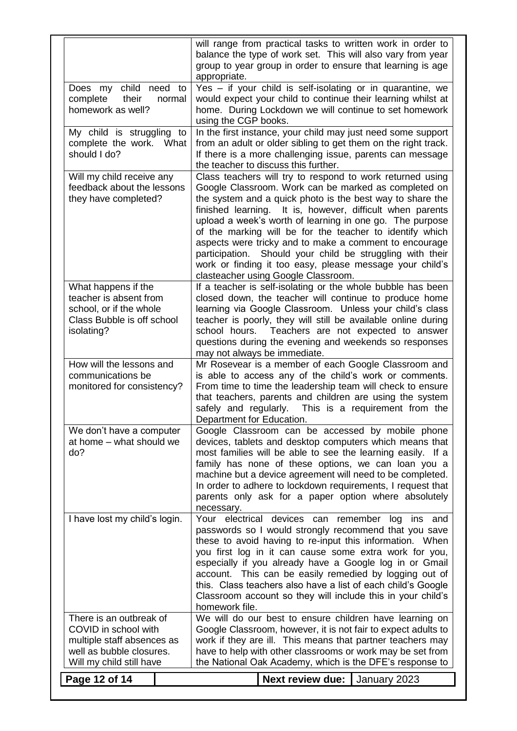| | |
|---|---|
| | will range from practical tasks to written work in order to balance the type of work set. This will also vary from year group to year group in order to ensure that learning is age appropriate. |
| Does my child need to complete their normal homework as well? | Yes – if your child is self-isolating or in quarantine, we would expect your child to continue their learning whilst at home. During Lockdown we will continue to set homework using the CGP books. |
| My child is struggling to complete the work. What should I do? | In the first instance, your child may just need some support from an adult or older sibling to get them on the right track. If there is a more challenging issue, parents can message the teacher to discuss this further. |
| Will my child receive any feedback about the lessons they have completed? | Class teachers will try to respond to work returned using Google Classroom. Work can be marked as completed on the system and a quick photo is the best way to share the finished learning. It is, however, difficult when parents upload a week's worth of learning in one go. The purpose of the marking will be for the teacher to identify which aspects were tricky and to make a comment to encourage participation. Should your child be struggling with their work or finding it too easy, please message your child's clasteacher using Google Classroom. |
| What happens if the teacher is absent from school, or if the whole Class Bubble is off school isolating? | If a teacher is self-isolating or the whole bubble has been closed down, the teacher will continue to produce home learning via Google Classroom. Unless your child's class teacher is poorly, they will still be available online during school hours. Teachers are not expected to answer questions during the evening and weekends so responses may not always be immediate. |
| How will the lessons and communications be monitored for consistency? | Mr Rosevear is a member of each Google Classroom and is able to access any of the child's work or comments. From time to time the leadership team will check to ensure that teachers, parents and children are using the system safely and regularly. This is a requirement from the Department for Education. |
| We don't have a computer at home – what should we do? | Google Classroom can be accessed by mobile phone devices, tablets and desktop computers which means that most families will be able to see the learning easily. If a family has none of these options, we can loan you a machine but a device agreement will need to be completed. In order to adhere to lockdown requirements, I request that parents only ask for a paper option where absolutely necessary. |
| I have lost my child's login. | Your electrical devices can remember log ins and passwords so I would strongly recommend that you save these to avoid having to re-input this information. When you first log in it can cause some extra work for you, especially if you already have a Google log in or Gmail account. This can be easily remedied by logging out of this. Class teachers also have a list of each child's Google Classroom account so they will include this in your child's homework file. |
| There is an outbreak of COVID in school with multiple staff absences as well as bubble closures. Will my child still have | We will do our best to ensure children have learning on Google Classroom, however, it is not fair to expect adults to work if they are ill. This means that partner teachers may have to help with other classrooms or work may be set from the National Oak Academy, which is the DFE's response to |

Next review due: January 2023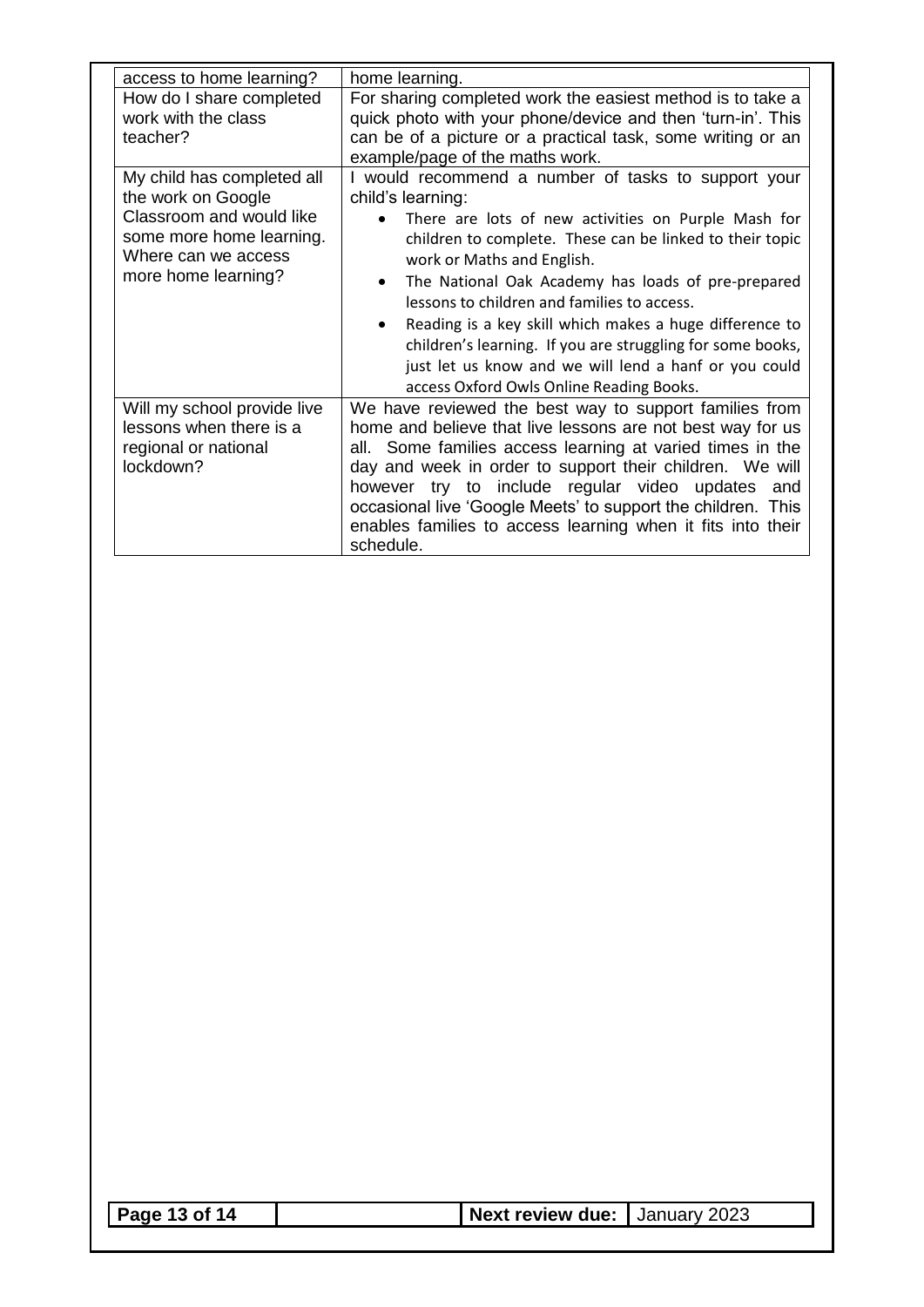| | |
|---|---|
| access to home learning? | home learning. |
| How do I share completed work with the class teacher? | For sharing completed work the easiest method is to take a quick photo with your phone/device and then 'turn-in'. This can be of a picture or a practical task, some writing or an example/page of the maths work. |
| My child has completed all the work on Google Classroom and would like some more home learning. Where can we access more home learning? | I would recommend a number of tasks to support your child's learning:<br>• There are lots of new activities on Purple Mash for children to complete. These can be linked to their topic work or Maths and English.<br>• The National Oak Academy has loads of pre-prepared lessons to children and families to access.<br>• Reading is a key skill which makes a huge difference to children's learning. If you are struggling for some books, just let us know and we will lend a hanf or you could access Oxford Owls Online Reading Books. |
| Will my school provide live lessons when there is a regional or national lockdown? | We have reviewed the best way to support families from home and believe that live lessons are not best way for us all. Some families access learning at varied times in the day and week in order to support their children. We will however try to include regular video updates and occasional live 'Google Meets' to support the children. This enables families to access learning when it fits into their schedule. |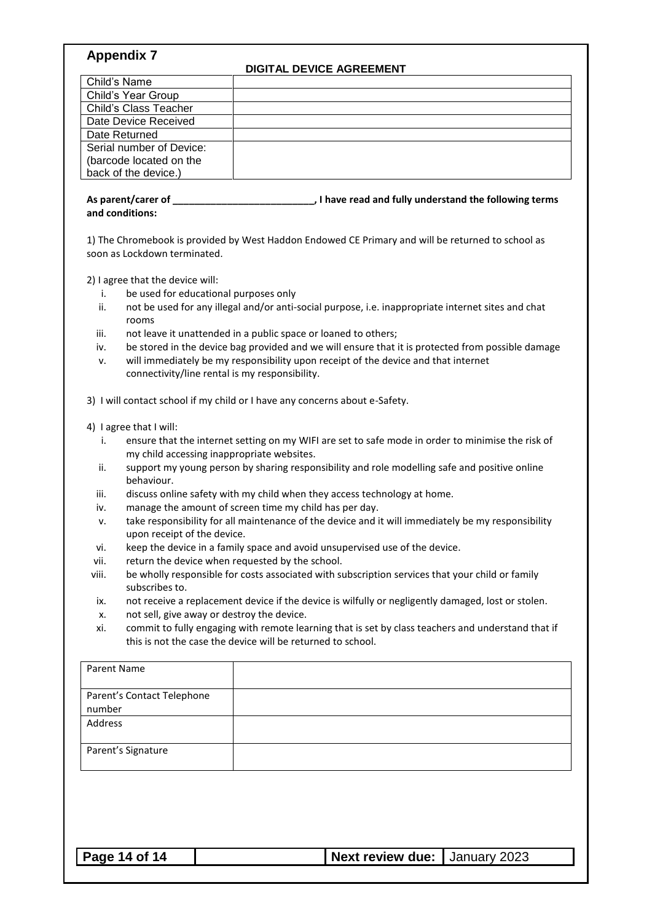## Appendix 7

### DIGITAL DEVICE AGREEMENT

| | |
|---|---|
| Child's Name | |
| Child's Year Group | |
| Child's Class Teacher | |
| Date Device Received | |
| Date Returned | |
| Serial number of Device: (barcode located on the back of the device.) | |

**As parent/carer of __________________________, I have read and fully understand the following terms and conditions:**

1) The Chromebook is provided by West Haddon Endowed CE Primary and will be returned to school as soon as Lockdown terminated.

2) I agree that the device will:

- i. be used for educational purposes only
- ii. not be used for any illegal and/or anti-social purpose, i.e. inappropriate internet sites and chat rooms
- iii. not leave it unattended in a public space or loaned to others;
- iv. be stored in the device bag provided and we will ensure that it is protected from possible damage
- v. will immediately be my responsibility upon receipt of the device and that internet connectivity/line rental is my responsibility.

3) I will contact school if my child or I have any concerns about e-Safety.

4) I agree that I will:

- i. ensure that the internet setting on my WIFI are set to safe mode in order to minimise the risk of my child accessing inappropriate websites.
- ii. support my young person by sharing responsibility and role modelling safe and positive online behaviour.
- iii. discuss online safety with my child when they access technology at home.
- iv. manage the amount of screen time my child has per day.
- v. take responsibility for all maintenance of the device and it will immediately be my responsibility upon receipt of the device.
- vi. keep the device in a family space and avoid unsupervised use of the device.
- vii. return the device when requested by the school.
- viii. be wholly responsible for costs associated with subscription services that your child or family subscribes to.
- ix. not receive a replacement device if the device is wilfully or negligently damaged, lost or stolen.
- x. not sell, give away or destroy the device.
- xi. commit to fully engaging with remote learning that is set by class teachers and understand that if this is not the case the device will be returned to school.

| | |
|---|---|
| Parent Name | |
| Parent's Contact Telephone number | |
| Address | |
| Parent's Signature | |

Next review due: January 2023